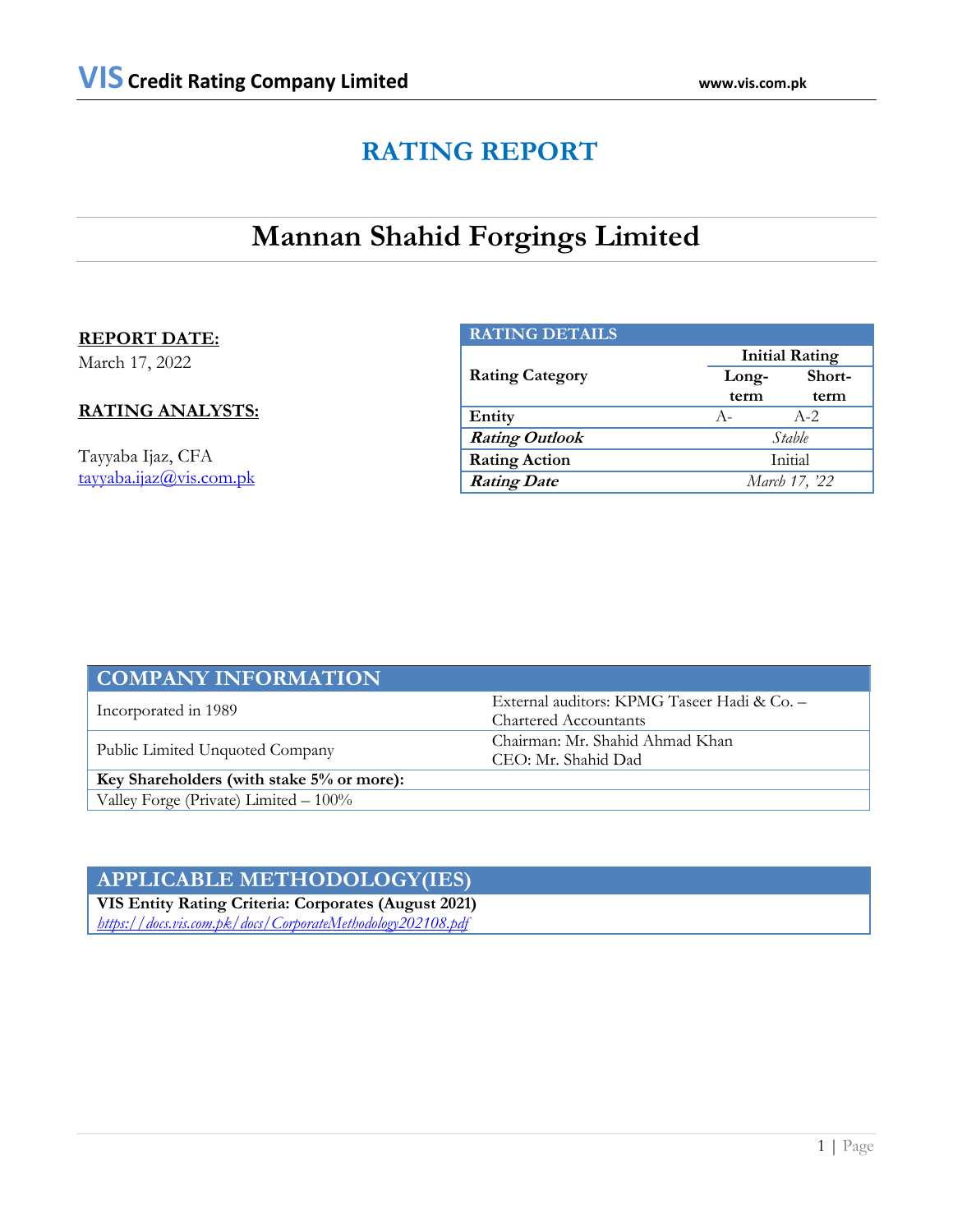# RATING REPORT

## Mannan Shahid Forgings Limited

**REPORT DATE:**
March 17, 2022

**RATING ANALYSTS:**

Tayyaba Ijaz, CFA
tayyaba.ijaz@vis.com.pk

| RATING DETAILS | | |
|---|---|---|
| Rating Category | Initial Rating | |
| | Long-term | Short-term |
| Entity | A- | A-2 |
| ***Rating Outlook*** | *Stable* | |
| **Rating Action** | Initial | |
| ***Rating Date*** | *March 17, '22* | |

| COMPANY INFORMATION | |
|---|---|
| Incorporated in 1989 | External auditors: KPMG Taseer Hadi & Co. – Chartered Accountants |
| Public Limited Unquoted Company | Chairman: Mr. Shahid Ahmad Khan<br>CEO: Mr. Shahid Dad |
| **Key Shareholders (with stake 5% or more):** | |
| Valley Forge (Private) Limited – 100% | |

| APPLICABLE METHODOLOGY(IES) |
|---|
| **VIS Entity Rating Criteria: Corporates (August 2021)**<br>*https://docs.vis.com.pk/docs/CorporateMethodology202108.pdf* |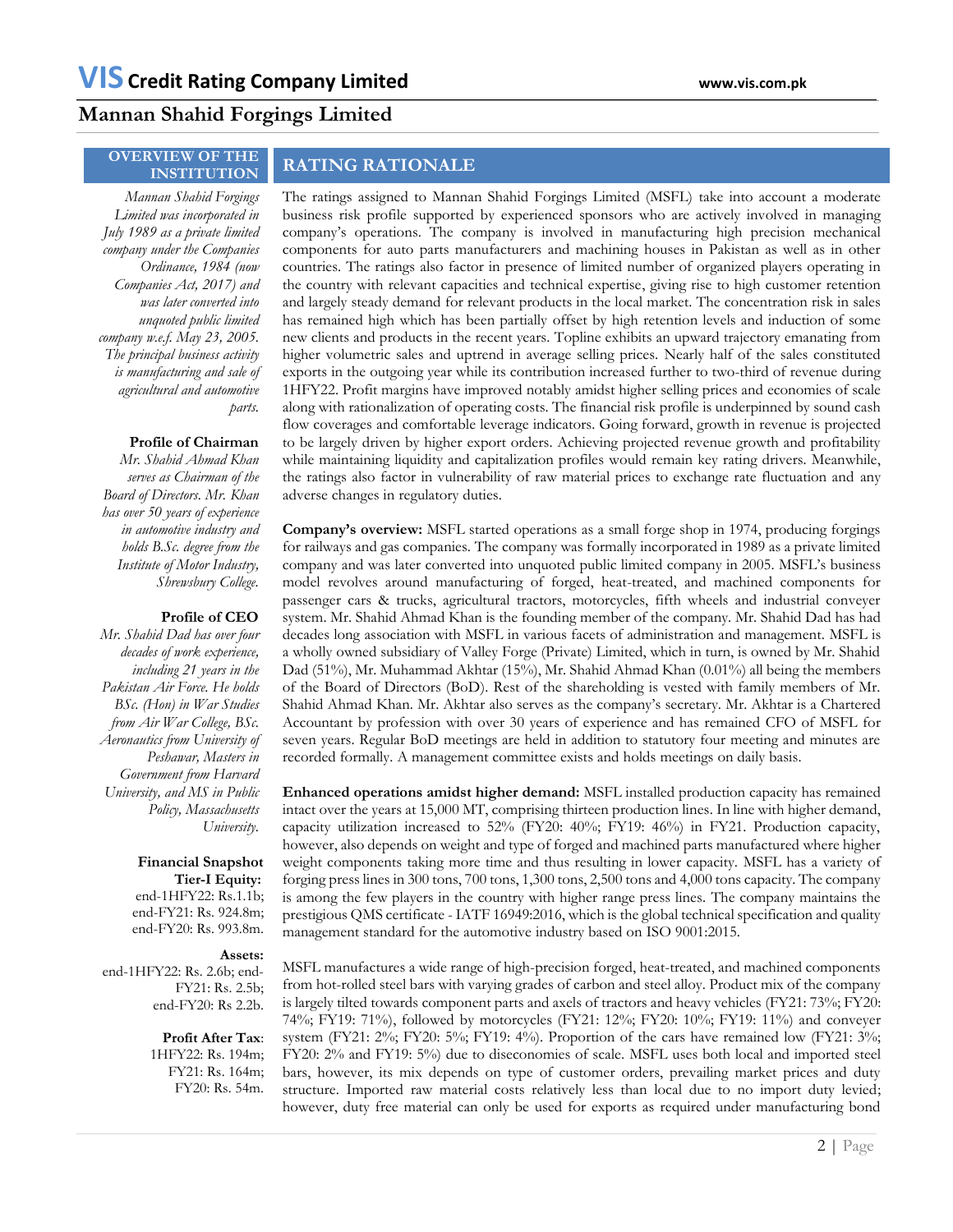# Mannan Shahid Forgings Limited

## OVERVIEW OF THE INSTITUTION

*Mannan Shahid Forgings Limited was incorporated in July 1989 as a private limited company under the Companies Ordinance, 1984 (now Companies Act, 2017) and was later converted into unquoted public limited company w.e.f. May 23, 2005. The principal business activity is manufacturing and sale of agricultural and automotive parts.*

**Profile of Chairman**

*Mr. Shahid Ahmad Khan serves as Chairman of the Board of Directors. Mr. Khan has over 50 years of experience in automotive industry and holds B.Sc. degree from the Institute of Motor Industry, Shrewsbury College.*

**Profile of CEO**

*Mr. Shahid Dad has over four decades of work experience, including 21 years in the Pakistan Air Force. He holds BSc. (Hon) in War Studies from Air War College, BSc. Aeronautics from University of Peshawar, Masters in Government from Harvard University, and MS in Public Policy, Massachusetts University.*

**Financial Snapshot**

**Tier-I Equity:** end-1HFY22: Rs.1.1b; end-FY21: Rs. 924.8m; end-FY20: Rs. 993.8m.

**Assets:** end-1HFY22: Rs. 2.6b; end-FY21: Rs. 2.5b; end-FY20: Rs 2.2b.

**Profit After Tax**: 1HFY22: Rs. 194m; FY21: Rs. 164m; FY20: Rs. 54m.

## RATING RATIONALE

The ratings assigned to Mannan Shahid Forgings Limited (MSFL) take into account a moderate business risk profile supported by experienced sponsors who are actively involved in managing company's operations. The company is involved in manufacturing high precision mechanical components for auto parts manufacturers and machining houses in Pakistan as well as in other countries. The ratings also factor in presence of limited number of organized players operating in the country with relevant capacities and technical expertise, giving rise to high customer retention and largely steady demand for relevant products in the local market. The concentration risk in sales has remained high which has been partially offset by high retention levels and induction of some new clients and products in the recent years. Topline exhibits an upward trajectory emanating from higher volumetric sales and uptrend in average selling prices. Nearly half of the sales constituted exports in the outgoing year while its contribution increased further to two-third of revenue during 1HFY22. Profit margins have improved notably amidst higher selling prices and economies of scale along with rationalization of operating costs. The financial risk profile is underpinned by sound cash flow coverages and comfortable leverage indicators. Going forward, growth in revenue is projected to be largely driven by higher export orders. Achieving projected revenue growth and profitability while maintaining liquidity and capitalization profiles would remain key rating drivers. Meanwhile, the ratings also factor in vulnerability of raw material prices to exchange rate fluctuation and any adverse changes in regulatory duties.

**Company's overview:** MSFL started operations as a small forge shop in 1974, producing forgings for railways and gas companies. The company was formally incorporated in 1989 as a private limited company and was later converted into unquoted public limited company in 2005. MSFL's business model revolves around manufacturing of forged, heat-treated, and machined components for passenger cars & trucks, agricultural tractors, motorcycles, fifth wheels and industrial conveyer system. Mr. Shahid Ahmad Khan is the founding member of the company. Mr. Shahid Dad has had decades long association with MSFL in various facets of administration and management. MSFL is a wholly owned subsidiary of Valley Forge (Private) Limited, which in turn, is owned by Mr. Shahid Dad (51%), Mr. Muhammad Akhtar (15%), Mr. Shahid Ahmad Khan (0.01%) all being the members of the Board of Directors (BoD). Rest of the shareholding is vested with family members of Mr. Shahid Ahmad Khan. Mr. Akhtar also serves as the company's secretary. Mr. Akhtar is a Chartered Accountant by profession with over 30 years of experience and has remained CFO of MSFL for seven years. Regular BoD meetings are held in addition to statutory four meeting and minutes are recorded formally. A management committee exists and holds meetings on daily basis.

**Enhanced operations amidst higher demand:** MSFL installed production capacity has remained intact over the years at 15,000 MT, comprising thirteen production lines. In line with higher demand, capacity utilization increased to 52% (FY20: 40%; FY19: 46%) in FY21. Production capacity, however, also depends on weight and type of forged and machined parts manufactured where higher weight components taking more time and thus resulting in lower capacity. MSFL has a variety of forging press lines in 300 tons, 700 tons, 1,300 tons, 2,500 tons and 4,000 tons capacity. The company is among the few players in the country with higher range press lines. The company maintains the prestigious QMS certificate - IATF 16949:2016, which is the global technical specification and quality management standard for the automotive industry based on ISO 9001:2015.

MSFL manufactures a wide range of high-precision forged, heat-treated, and machined components from hot-rolled steel bars with varying grades of carbon and steel alloy. Product mix of the company is largely tilted towards component parts and axels of tractors and heavy vehicles (FY21: 73%; FY20: 74%; FY19: 71%), followed by motorcycles (FY21: 12%; FY20: 10%; FY19: 11%) and conveyer system (FY21: 2%; FY20: 5%; FY19: 4%). Proportion of the cars have remained low (FY21: 3%; FY20: 2% and FY19: 5%) due to diseconomies of scale. MSFL uses both local and imported steel bars, however, its mix depends on type of customer orders, prevailing market prices and duty structure. Imported raw material costs relatively less than local due to no import duty levied; however, duty free material can only be used for exports as required under manufacturing bond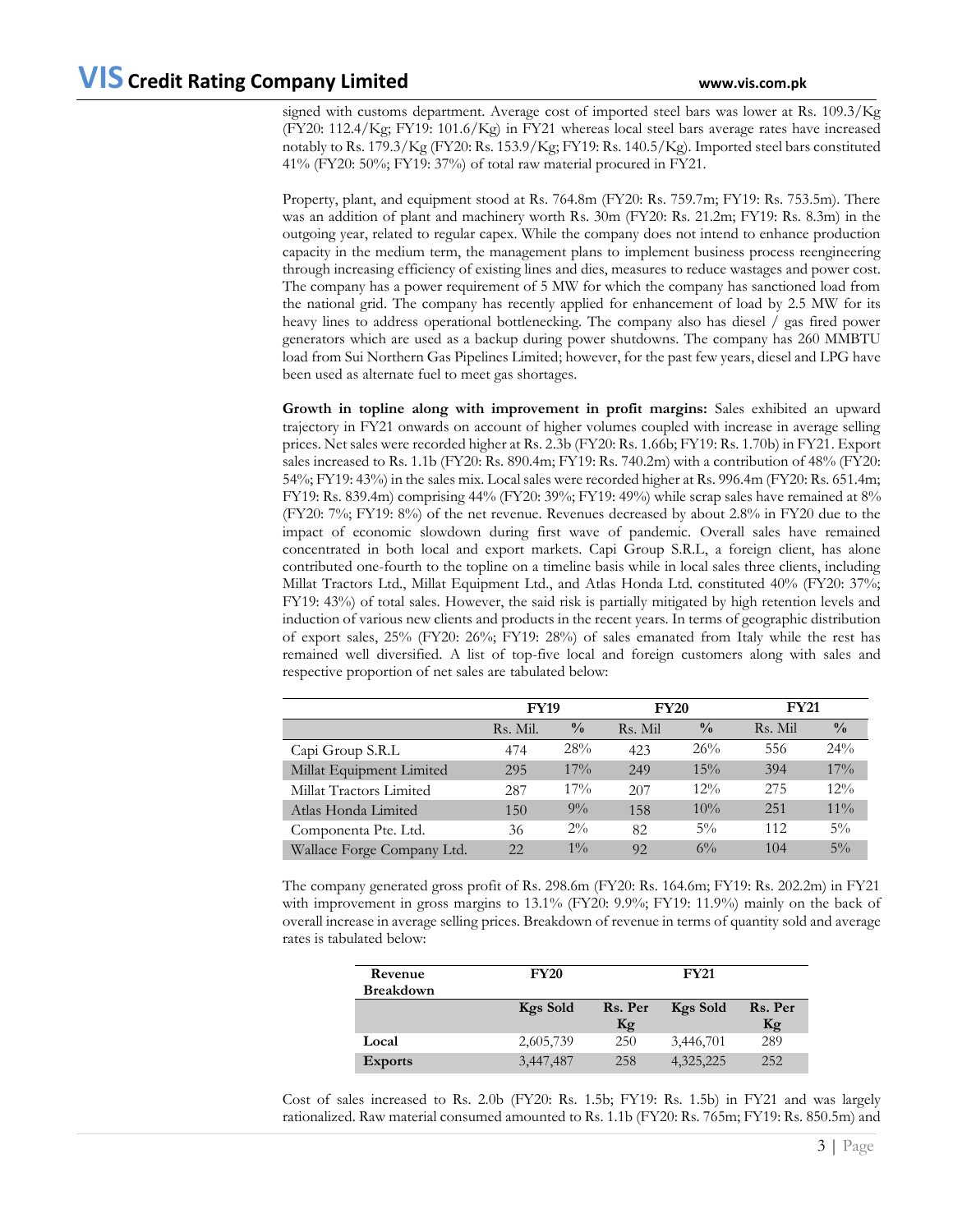signed with customs department. Average cost of imported steel bars was lower at Rs. 109.3/Kg (FY20: 112.4/Kg; FY19: 101.6/Kg) in FY21 whereas local steel bars average rates have increased notably to Rs. 179.3/Kg (FY20: Rs. 153.9/Kg; FY19: Rs. 140.5/Kg). Imported steel bars constituted 41% (FY20: 50%; FY19: 37%) of total raw material procured in FY21.

Property, plant, and equipment stood at Rs. 764.8m (FY20: Rs. 759.7m; FY19: Rs. 753.5m). There was an addition of plant and machinery worth Rs. 30m (FY20: Rs. 21.2m; FY19: Rs. 8.3m) in the outgoing year, related to regular capex. While the company does not intend to enhance production capacity in the medium term, the management plans to implement business process reengineering through increasing efficiency of existing lines and dies, measures to reduce wastages and power cost. The company has a power requirement of 5 MW for which the company has sanctioned load from the national grid. The company has recently applied for enhancement of load by 2.5 MW for its heavy lines to address operational bottlenecking. The company also has diesel / gas fired power generators which are used as a backup during power shutdowns. The company has 260 MMBTU load from Sui Northern Gas Pipelines Limited; however, for the past few years, diesel and LPG have been used as alternate fuel to meet gas shortages.

**Growth in topline along with improvement in profit margins:** Sales exhibited an upward trajectory in FY21 onwards on account of higher volumes coupled with increase in average selling prices. Net sales were recorded higher at Rs. 2.3b (FY20: Rs. 1.66b; FY19: Rs. 1.70b) in FY21. Export sales increased to Rs. 1.1b (FY20: Rs. 890.4m; FY19: Rs. 740.2m) with a contribution of 48% (FY20: 54%; FY19: 43%) in the sales mix. Local sales were recorded higher at Rs. 996.4m (FY20: Rs. 651.4m; FY19: Rs. 839.4m) comprising 44% (FY20: 39%; FY19: 49%) while scrap sales have remained at 8% (FY20: 7%; FY19: 8%) of the net revenue. Revenues decreased by about 2.8% in FY20 due to the impact of economic slowdown during first wave of pandemic. Overall sales have remained concentrated in both local and export markets. Capi Group S.R.L, a foreign client, has alone contributed one-fourth to the topline on a timeline basis while in local sales three clients, including Millat Tractors Ltd., Millat Equipment Ltd., and Atlas Honda Ltd. constituted 40% (FY20: 37%; FY19: 43%) of total sales. However, the said risk is partially mitigated by high retention levels and induction of various new clients and products in the recent years. In terms of geographic distribution of export sales, 25% (FY20: 26%; FY19: 28%) of sales emanated from Italy while the rest has remained well diversified. A list of top-five local and foreign customers along with sales and respective proportion of net sales are tabulated below:

| | FY19 | | FY20 | | FY21 | |
|---|---|---|---|---|---|---|
| | Rs. Mil. | % | Rs. Mil | % | Rs. Mil | % |
| Capi Group S.R.L | 474 | 28% | 423 | 26% | 556 | 24% |
| Millat Equipment Limited | 295 | 17% | 249 | 15% | 394 | 17% |
| Millat Tractors Limited | 287 | 17% | 207 | 12% | 275 | 12% |
| Atlas Honda Limited | 150 | 9% | 158 | 10% | 251 | 11% |
| Componenta Pte. Ltd. | 36 | 2% | 82 | 5% | 112 | 5% |
| Wallace Forge Company Ltd. | 22 | 1% | 92 | 6% | 104 | 5% |

The company generated gross profit of Rs. 298.6m (FY20: Rs. 164.6m; FY19: Rs. 202.2m) in FY21 with improvement in gross margins to 13.1% (FY20: 9.9%; FY19: 11.9%) mainly on the back of overall increase in average selling prices. Breakdown of revenue in terms of quantity sold and average rates is tabulated below:

| Revenue Breakdown | FY20 | | FY21 | |
|---|---|---|---|---|
| | Kgs Sold | Rs. Per Kg | Kgs Sold | Rs. Per Kg |
| **Local** | 2,605,739 | 250 | 3,446,701 | 289 |
| **Exports** | 3,447,487 | 258 | 4,325,225 | 252 |

Cost of sales increased to Rs. 2.0b (FY20: Rs. 1.5b; FY19: Rs. 1.5b) in FY21 and was largely rationalized. Raw material consumed amounted to Rs. 1.1b (FY20: Rs. 765m; FY19: Rs. 850.5m) and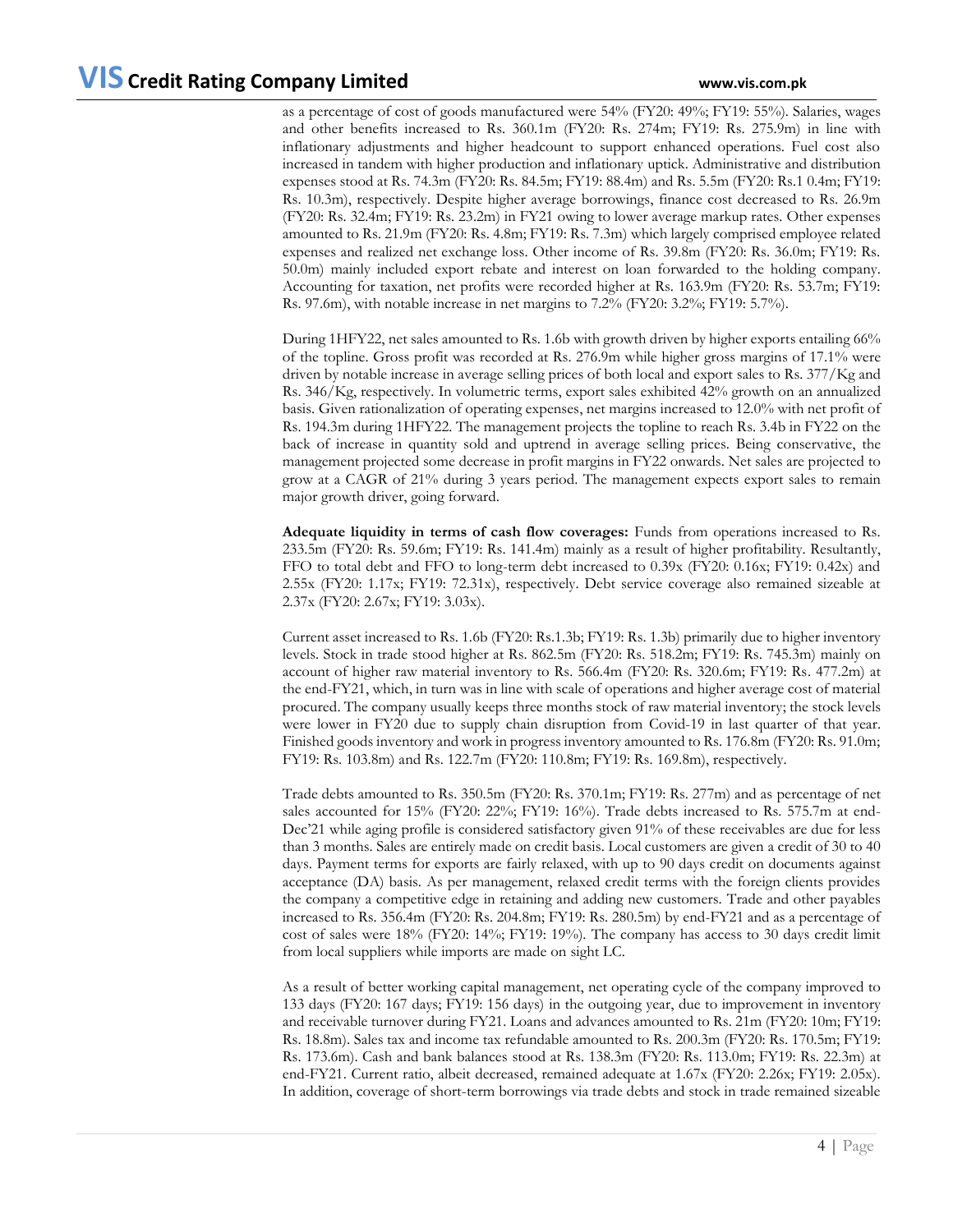as a percentage of cost of goods manufactured were 54% (FY20: 49%; FY19: 55%). Salaries, wages and other benefits increased to Rs. 360.1m (FY20: Rs. 274m; FY19: Rs. 275.9m) in line with inflationary adjustments and higher headcount to support enhanced operations. Fuel cost also increased in tandem with higher production and inflationary uptick. Administrative and distribution expenses stood at Rs. 74.3m (FY20: Rs. 84.5m; FY19: 88.4m) and Rs. 5.5m (FY20: Rs.1 0.4m; FY19: Rs. 10.3m), respectively. Despite higher average borrowings, finance cost decreased to Rs. 26.9m (FY20: Rs. 32.4m; FY19: Rs. 23.2m) in FY21 owing to lower average markup rates. Other expenses amounted to Rs. 21.9m (FY20: Rs. 4.8m; FY19: Rs. 7.3m) which largely comprised employee related expenses and realized net exchange loss. Other income of Rs. 39.8m (FY20: Rs. 36.0m; FY19: Rs. 50.0m) mainly included export rebate and interest on loan forwarded to the holding company. Accounting for taxation, net profits were recorded higher at Rs. 163.9m (FY20: Rs. 53.7m; FY19: Rs. 97.6m), with notable increase in net margins to 7.2% (FY20: 3.2%; FY19: 5.7%).

During 1HFY22, net sales amounted to Rs. 1.6b with growth driven by higher exports entailing 66% of the topline. Gross profit was recorded at Rs. 276.9m while higher gross margins of 17.1% were driven by notable increase in average selling prices of both local and export sales to Rs. 377/Kg and Rs. 346/Kg, respectively. In volumetric terms, export sales exhibited 42% growth on an annualized basis. Given rationalization of operating expenses, net margins increased to 12.0% with net profit of Rs. 194.3m during 1HFY22. The management projects the topline to reach Rs. 3.4b in FY22 on the back of increase in quantity sold and uptrend in average selling prices. Being conservative, the management projected some decrease in profit margins in FY22 onwards. Net sales are projected to grow at a CAGR of 21% during 3 years period. The management expects export sales to remain major growth driver, going forward.

**Adequate liquidity in terms of cash flow coverages:** Funds from operations increased to Rs. 233.5m (FY20: Rs. 59.6m; FY19: Rs. 141.4m) mainly as a result of higher profitability. Resultantly, FFO to total debt and FFO to long-term debt increased to 0.39x (FY20: 0.16x; FY19: 0.42x) and 2.55x (FY20: 1.17x; FY19: 72.31x), respectively. Debt service coverage also remained sizeable at 2.37x (FY20: 2.67x; FY19: 3.03x).

Current asset increased to Rs. 1.6b (FY20: Rs.1.3b; FY19: Rs. 1.3b) primarily due to higher inventory levels. Stock in trade stood higher at Rs. 862.5m (FY20: Rs. 518.2m; FY19: Rs. 745.3m) mainly on account of higher raw material inventory to Rs. 566.4m (FY20: Rs. 320.6m; FY19: Rs. 477.2m) at the end-FY21, which, in turn was in line with scale of operations and higher average cost of material procured. The company usually keeps three months stock of raw material inventory; the stock levels were lower in FY20 due to supply chain disruption from Covid-19 in last quarter of that year. Finished goods inventory and work in progress inventory amounted to Rs. 176.8m (FY20: Rs. 91.0m; FY19: Rs. 103.8m) and Rs. 122.7m (FY20: 110.8m; FY19: Rs. 169.8m), respectively.

Trade debts amounted to Rs. 350.5m (FY20: Rs. 370.1m; FY19: Rs. 277m) and as percentage of net sales accounted for 15% (FY20: 22%; FY19: 16%). Trade debts increased to Rs. 575.7m at end-Dec'21 while aging profile is considered satisfactory given 91% of these receivables are due for less than 3 months. Sales are entirely made on credit basis. Local customers are given a credit of 30 to 40 days. Payment terms for exports are fairly relaxed, with up to 90 days credit on documents against acceptance (DA) basis. As per management, relaxed credit terms with the foreign clients provides the company a competitive edge in retaining and adding new customers. Trade and other payables increased to Rs. 356.4m (FY20: Rs. 204.8m; FY19: Rs. 280.5m) by end-FY21 and as a percentage of cost of sales were 18% (FY20: 14%; FY19: 19%). The company has access to 30 days credit limit from local suppliers while imports are made on sight LC.

As a result of better working capital management, net operating cycle of the company improved to 133 days (FY20: 167 days; FY19: 156 days) in the outgoing year, due to improvement in inventory and receivable turnover during FY21. Loans and advances amounted to Rs. 21m (FY20: 10m; FY19: Rs. 18.8m). Sales tax and income tax refundable amounted to Rs. 200.3m (FY20: Rs. 170.5m; FY19: Rs. 173.6m). Cash and bank balances stood at Rs. 138.3m (FY20: Rs. 113.0m; FY19: Rs. 22.3m) at end-FY21. Current ratio, albeit decreased, remained adequate at 1.67x (FY20: 2.26x; FY19: 2.05x). In addition, coverage of short-term borrowings via trade debts and stock in trade remained sizeable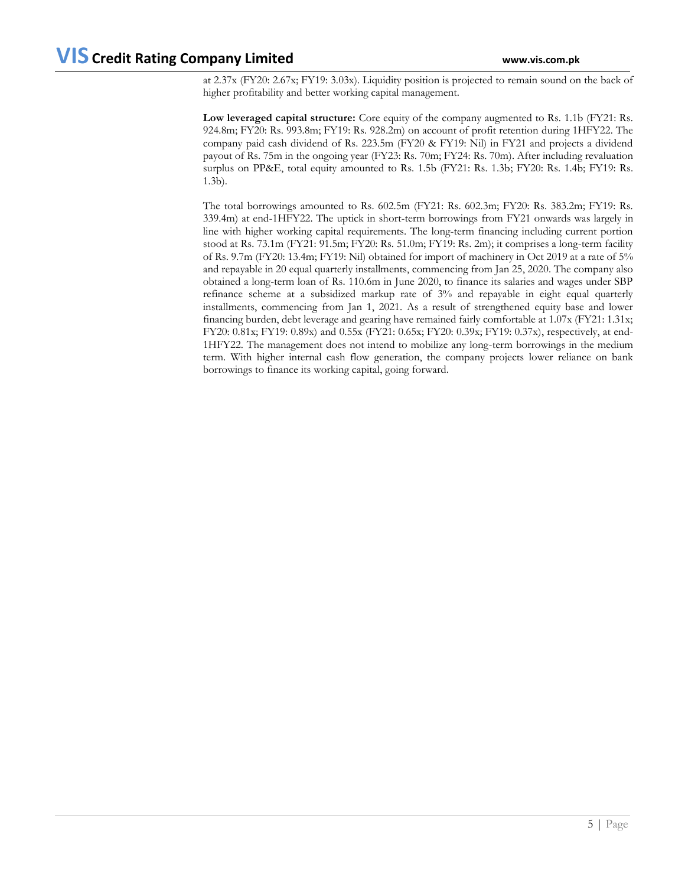at 2.37x (FY20: 2.67x; FY19: 3.03x). Liquidity position is projected to remain sound on the back of higher profitability and better working capital management.

**Low leveraged capital structure:** Core equity of the company augmented to Rs. 1.1b (FY21: Rs. 924.8m; FY20: Rs. 993.8m; FY19: Rs. 928.2m) on account of profit retention during 1HFY22. The company paid cash dividend of Rs. 223.5m (FY20 & FY19: Nil) in FY21 and projects a dividend payout of Rs. 75m in the ongoing year (FY23: Rs. 70m; FY24: Rs. 70m). After including revaluation surplus on PP&E, total equity amounted to Rs. 1.5b (FY21: Rs. 1.3b; FY20: Rs. 1.4b; FY19: Rs. 1.3b).

The total borrowings amounted to Rs. 602.5m (FY21: Rs. 602.3m; FY20: Rs. 383.2m; FY19: Rs. 339.4m) at end-1HFY22. The uptick in short-term borrowings from FY21 onwards was largely in line with higher working capital requirements. The long-term financing including current portion stood at Rs. 73.1m (FY21: 91.5m; FY20: Rs. 51.0m; FY19: Rs. 2m); it comprises a long-term facility of Rs. 9.7m (FY20: 13.4m; FY19: Nil) obtained for import of machinery in Oct 2019 at a rate of 5% and repayable in 20 equal quarterly installments, commencing from Jan 25, 2020. The company also obtained a long-term loan of Rs. 110.6m in June 2020, to finance its salaries and wages under SBP refinance scheme at a subsidized markup rate of 3% and repayable in eight equal quarterly installments, commencing from Jan 1, 2021. As a result of strengthened equity base and lower financing burden, debt leverage and gearing have remained fairly comfortable at 1.07x (FY21: 1.31x; FY20: 0.81x; FY19: 0.89x) and 0.55x (FY21: 0.65x; FY20: 0.39x; FY19: 0.37x), respectively, at end-1HFY22. The management does not intend to mobilize any long-term borrowings in the medium term. With higher internal cash flow generation, the company projects lower reliance on bank borrowings to finance its working capital, going forward.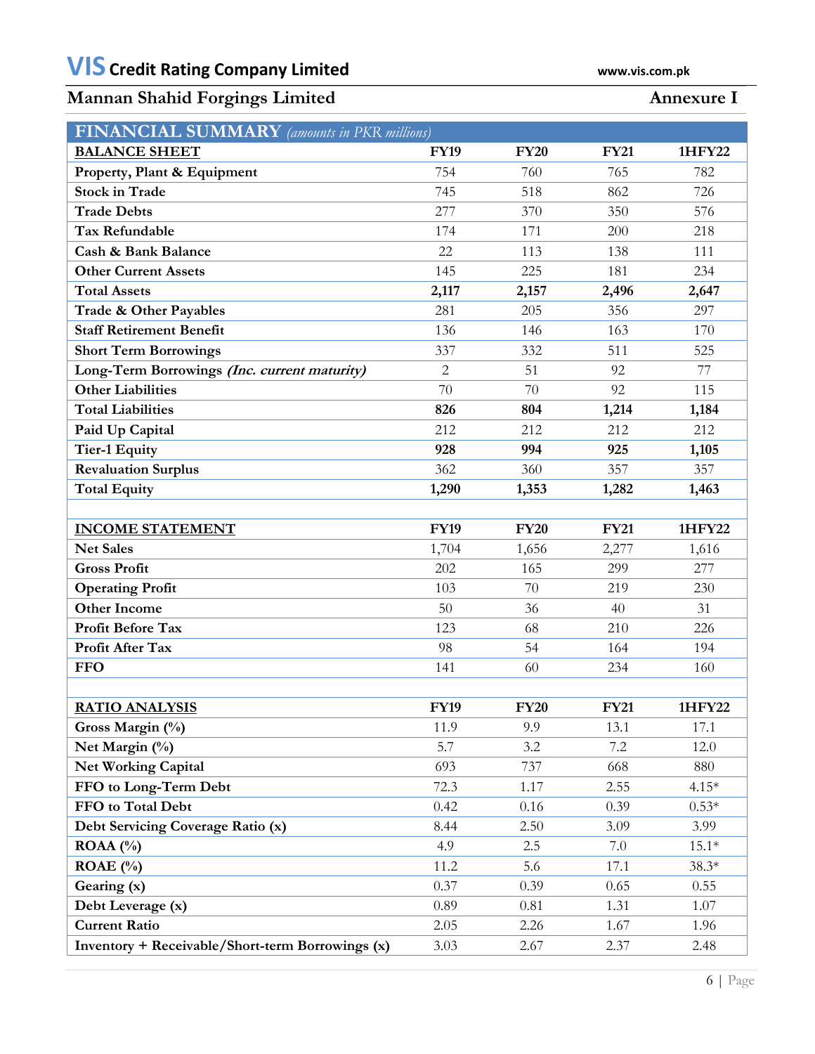## Mannan Shahid Forgings Limited — Annexure I

### FINANCIAL SUMMARY *(amounts in PKR millions)*

| BALANCE SHEET | FY19 | FY20 | FY21 | 1HFY22 |
|---|---|---|---|---|
| Property, Plant & Equipment | 754 | 760 | 765 | 782 |
| Stock in Trade | 745 | 518 | 862 | 726 |
| Trade Debts | 277 | 370 | 350 | 576 |
| Tax Refundable | 174 | 171 | 200 | 218 |
| Cash & Bank Balance | 22 | 113 | 138 | 111 |
| Other Current Assets | 145 | 225 | 181 | 234 |
| **Total Assets** | **2,117** | **2,157** | **2,496** | **2,647** |
| Trade & Other Payables | 281 | 205 | 356 | 297 |
| Staff Retirement Benefit | 136 | 146 | 163 | 170 |
| Short Term Borrowings | 337 | 332 | 511 | 525 |
| Long-Term Borrowings *(Inc. current maturity)* | 2 | 51 | 92 | 77 |
| Other Liabilities | 70 | 70 | 92 | 115 |
| **Total Liabilities** | **826** | **804** | **1,214** | **1,184** |
| Paid Up Capital | 212 | 212 | 212 | 212 |
| **Tier-1 Equity** | **928** | **994** | **925** | **1,105** |
| Revaluation Surplus | 362 | 360 | 357 | 357 |
| **Total Equity** | **1,290** | **1,353** | **1,282** | **1,463** |

| INCOME STATEMENT | FY19 | FY20 | FY21 | 1HFY22 |
|---|---|---|---|---|
| Net Sales | 1,704 | 1,656 | 2,277 | 1,616 |
| Gross Profit | 202 | 165 | 299 | 277 |
| Operating Profit | 103 | 70 | 219 | 230 |
| Other Income | 50 | 36 | 40 | 31 |
| Profit Before Tax | 123 | 68 | 210 | 226 |
| Profit After Tax | 98 | 54 | 164 | 194 |
| FFO | 141 | 60 | 234 | 160 |

| RATIO ANALYSIS | FY19 | FY20 | FY21 | 1HFY22 |
|---|---|---|---|---|
| Gross Margin (%) | 11.9 | 9.9 | 13.1 | 17.1 |
| Net Margin (%) | 5.7 | 3.2 | 7.2 | 12.0 |
| Net Working Capital | 693 | 737 | 668 | 880 |
| FFO to Long-Term Debt | 72.3 | 1.17 | 2.55 | 4.15* |
| FFO to Total Debt | 0.42 | 0.16 | 0.39 | 0.53* |
| Debt Servicing Coverage Ratio (x) | 8.44 | 2.50 | 3.09 | 3.99 |
| ROAA (%) | 4.9 | 2.5 | 7.0 | 15.1* |
| ROAE (%) | 11.2 | 5.6 | 17.1 | 38.3* |
| Gearing (x) | 0.37 | 0.39 | 0.65 | 0.55 |
| Debt Leverage (x) | 0.89 | 0.81 | 1.31 | 1.07 |
| Current Ratio | 2.05 | 2.26 | 1.67 | 1.96 |
| Inventory + Receivable/Short-term Borrowings (x) | 3.03 | 2.67 | 2.37 | 2.48 |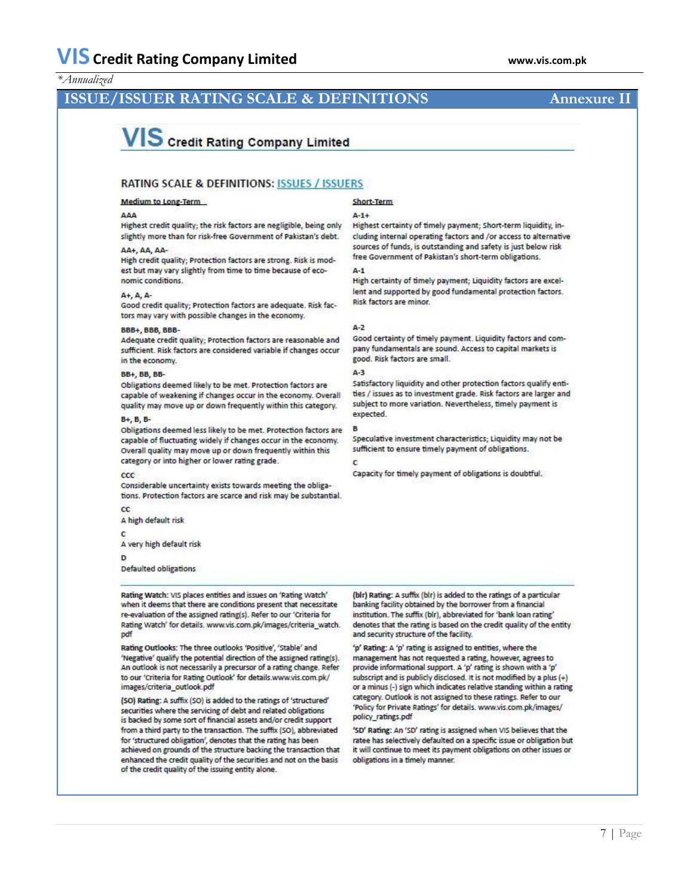*Annualized

## ISSUE/ISSUER RATING SCALE & DEFINITIONS — Annexure II

# VIS Credit Rating Company Limited

## RATING SCALE & DEFINITIONS: ISSUES / ISSUERS

### Medium to Long-Term

**AAA**
Highest credit quality; the risk factors are negligible, being only slightly more than for risk-free Government of Pakistan's debt.

**AA+, AA, AA-**
High credit quality; Protection factors are strong. Risk is modest but may vary slightly from time to time because of economic conditions.

**A+, A, A-**
Good credit quality; Protection factors are adequate. Risk factors may vary with possible changes in the economy.

**BBB+, BBB, BBB-**
Adequate credit quality; Protection factors are reasonable and sufficient. Risk factors are considered variable if changes occur in the economy.

**BB+, BB, BB-**
Obligations deemed likely to be met. Protection factors are capable of weakening if changes occur in the economy. Overall quality may move up or down frequently within this category.

**B+, B, B-**
Obligations deemed less likely to be met. Protection factors are capable of fluctuating widely if changes occur in the economy. Overall quality may move up or down frequently within this category or into higher or lower rating grade.

**CCC**
Considerable uncertainty exists towards meeting the obligations. Protection factors are scarce and risk may be substantial.

**CC**
A high default risk

**C**
A very high default risk

**D**
Defaulted obligations

### Short-Term

**A-1+**
Highest certainty of timely payment; Short-term liquidity, including internal operating factors and /or access to alternative sources of funds, is outstanding and safety is just below risk free Government of Pakistan's short-term obligations.

**A-1**
High certainty of timely payment; Liquidity factors are excellent and supported by good fundamental protection factors. Risk factors are minor.

**A-2**
Good certainty of timely payment. Liquidity factors and company fundamentals are sound. Access to capital markets is good. Risk factors are small.

**A-3**
Satisfactory liquidity and other protection factors qualify entities / issues as to investment grade. Risk factors are larger and subject to more variation. Nevertheless, timely payment is expected.

**B**
Speculative investment characteristics; Liquidity may not be sufficient to ensure timely payment of obligations.

**C**
Capacity for timely payment of obligations is doubtful.

---

**Rating Watch:** VIS places entities and issues on 'Rating Watch' when it deems that there are conditions present that necessitate re-evaluation of the assigned rating(s). Refer to our 'Criteria for Rating Watch' for details. www.vis.com.pk/images/criteria_watch.pdf

**Rating Outlooks:** The three outlooks 'Positive', 'Stable' and 'Negative' qualify the potential direction of the assigned rating(s). An outlook is not necessarily a precursor of a rating change. Refer to our 'Criteria for Rating Outlook' for details.www.vis.com.pk/images/criteria_outlook.pdf

**(SO) Rating:** A suffix (SO) is added to the ratings of 'structured' securities where the servicing of debt and related obligations is backed by some sort of financial assets and/or credit support from a third party to the transaction. The suffix (SO), abbreviated for 'structured obligation', denotes that the rating has been achieved on grounds of the structure backing the transaction that enhanced the credit quality of the securities and not on the basis of the credit quality of the issuing entity alone.

**(blr) Rating:** A suffix (blr) is added to the ratings of a particular banking facility obtained by the borrower from a financial institution. The suffix (blr), abbreviated for 'bank loan rating' denotes that the rating is based on the credit quality of the entity and security structure of the facility.

**'p' Rating:** A 'p' rating is assigned to entities, where the management has not requested a rating, however, agrees to provide informational support. A 'p' rating is shown with a 'p' subscript and is publicly disclosed. It is not modified by a plus (+) or a minus (-) sign which indicates relative standing within a rating category. Outlook is not assigned to these ratings. Refer to our 'Policy for Private Ratings' for details. www.vis.com.pk/images/policy_ratings.pdf

**'SD' Rating:** An 'SD' rating is assigned when VIS believes that the ratee has selectively defaulted on a specific issue or obligation but it will continue to meet its payment obligations on other issues or obligations in a timely manner.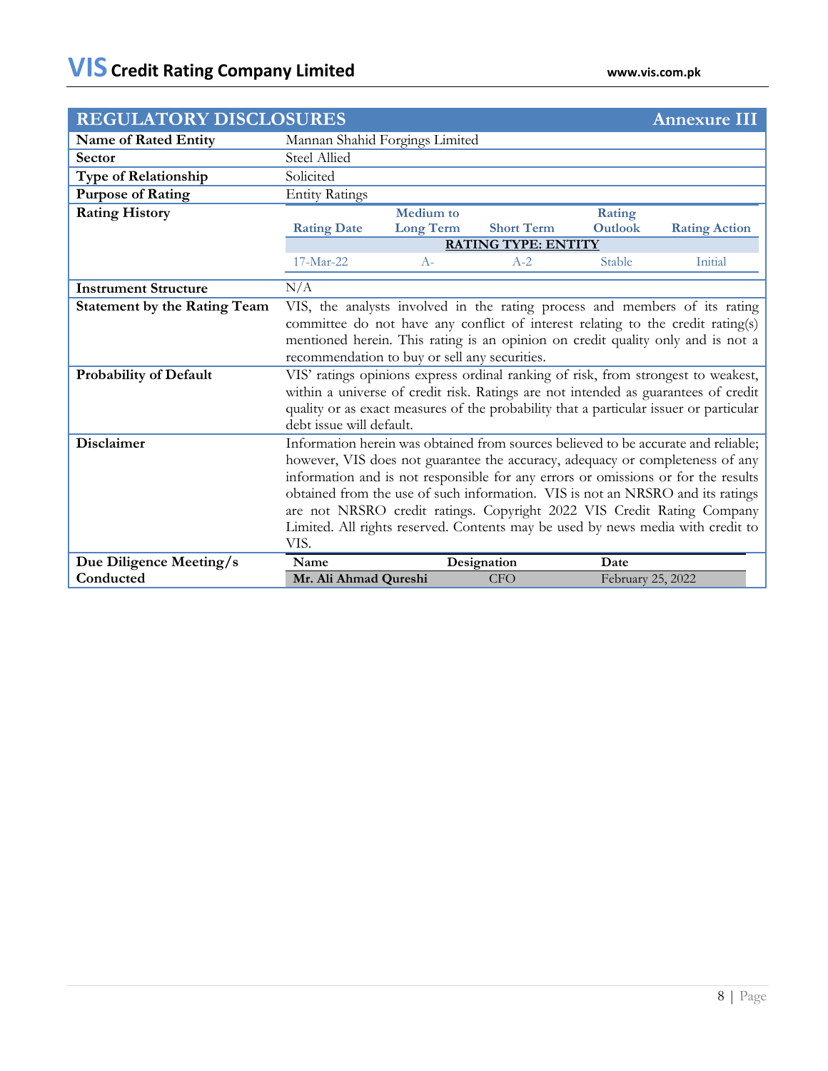## REGULATORY DISCLOSURES — Annexure III

| | |
|---|---|
| **Name of Rated Entity** | Mannan Shahid Forgings Limited |
| **Sector** | Steel Allied |
| **Type of Relationship** | Solicited |
| **Purpose of Rating** | Entity Ratings |

**Rating History**

| Rating Date | Medium to Long Term | Short Term | Rating Outlook | Rating Action |
|---|---|---|---|---|
| **RATING TYPE: ENTITY** | | | | |
| 17-Mar-22 | A- | A-2 | Stable | Initial |

| | |
|---|---|
| **Instrument Structure** | N/A |
| **Statement by the Rating Team** | VIS, the analysts involved in the rating process and members of its rating committee do not have any conflict of interest relating to the credit rating(s) mentioned herein. This rating is an opinion on credit quality only and is not a recommendation to buy or sell any securities. |
| **Probability of Default** | VIS' ratings opinions express ordinal ranking of risk, from strongest to weakest, within a universe of credit risk. Ratings are not intended as guarantees of credit quality or as exact measures of the probability that a particular issuer or particular debt issue will default. |
| **Disclaimer** | Information herein was obtained from sources believed to be accurate and reliable; however, VIS does not guarantee the accuracy, adequacy or completeness of any information and is not responsible for any errors or omissions or for the results obtained from the use of such information. VIS is not an NRSRO and its ratings are not NRSRO credit ratings. Copyright 2022 VIS Credit Rating Company Limited. All rights reserved. Contents may be used by news media with credit to VIS. |

**Due Diligence Meeting/s Conducted**

| Name | Designation | Date |
|---|---|---|
| **Mr. Ali Ahmad Qureshi** | CFO | February 25, 2022 |